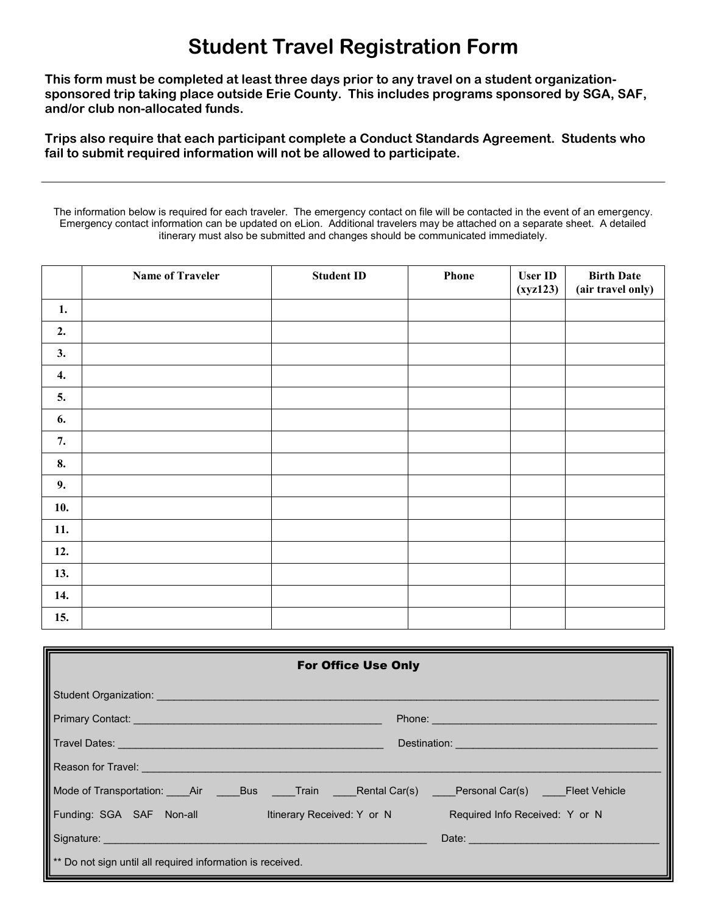# Student Travel Registration Form

**This form must be completed at least three days prior to any travel on a student organization-sponsored trip taking place outside Erie County. This includes programs sponsored by SGA, SAF, and/or club non-allocated funds.**

**Trips also require that each participant complete a Conduct Standards Agreement. Students who fail to submit required information will not be allowed to participate.**

---

The information below is required for each traveler. The emergency contact on file will be contacted in the event of an emergency. Emergency contact information can be updated on eLion. Additional travelers may be attached on a separate sheet. A detailed itinerary must also be submitted and changes should be communicated immediately.

| | Name of Traveler | Student ID | Phone | User ID (xyz123) | Birth Date (air travel only) |
|---|---|---|---|---|---|
| **1.** | | | | | |
| **2.** | | | | | |
| **3.** | | | | | |
| **4.** | | | | | |
| **5.** | | | | | |
| **6.** | | | | | |
| **7.** | | | | | |
| **8.** | | | | | |
| **9.** | | | | | |
| **10.** | | | | | |
| **11.** | | | | | |
| **12.** | | | | | |
| **13.** | | | | | |
| **14.** | | | | | |
| **15.** | | | | | |

**For Office Use Only**

Student Organization: ______________________________________________

Primary Contact: ______________________________ Phone: ______________________________

Travel Dates: ______________________________ Destination: ______________________________

Reason for Travel: ______________________________________________

Mode of Transportation: ____Air ____Bus ____Train ____Rental Car(s) ____Personal Car(s) ____Fleet Vehicle

Funding: SGA SAF Non-all Itinerary Received: Y or N Required Info Received: Y or N

Signature: ______________________________ Date: ______________________________

** Do not sign until all required information is received.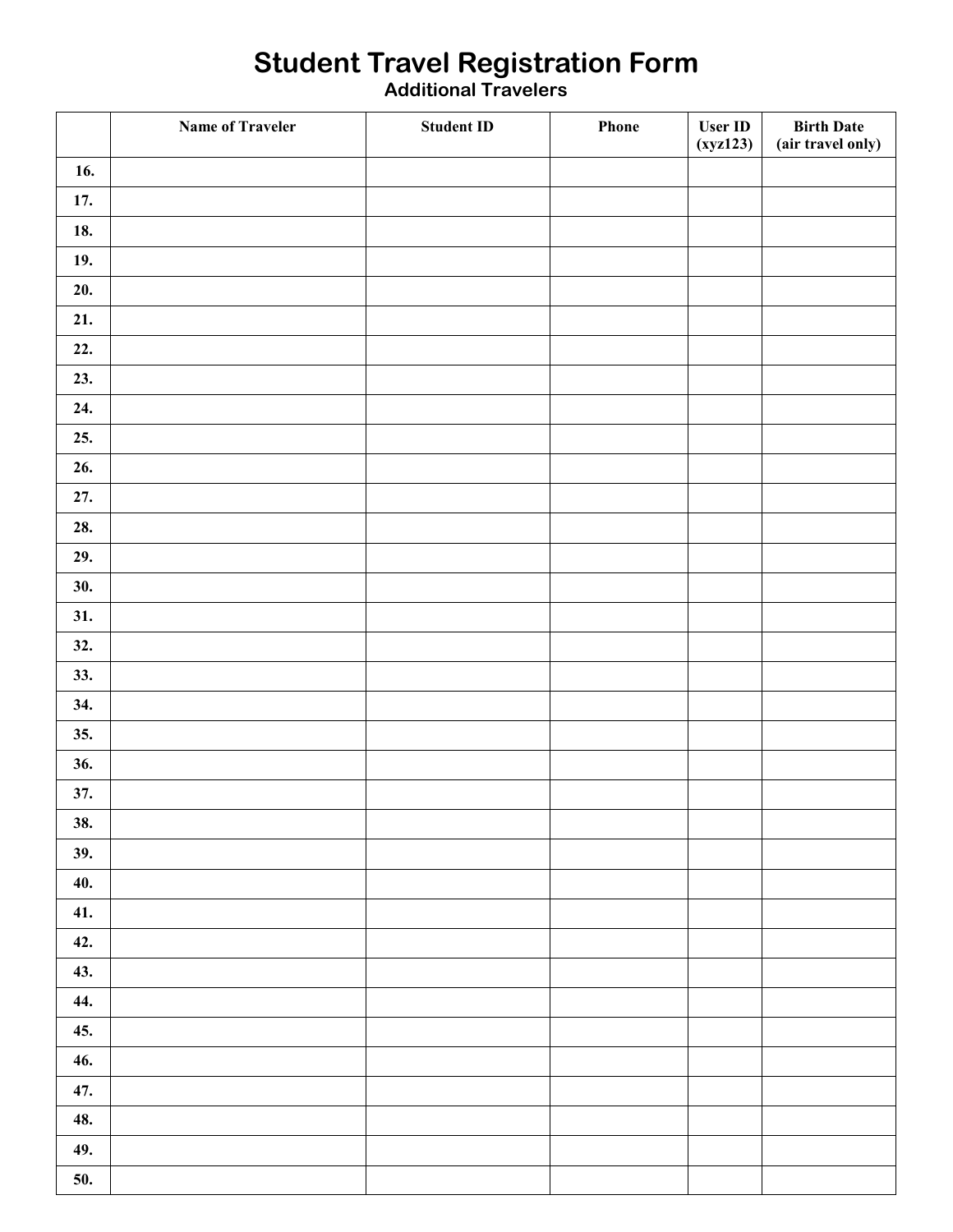# Student Travel Registration Form

## Additional Travelers

| | Name of Traveler | Student ID | Phone | User ID (xyz123) | Birth Date (air travel only) |
|---|---|---|---|---|---|
| 16. | | | | | |
| 17. | | | | | |
| 18. | | | | | |
| 19. | | | | | |
| 20. | | | | | |
| 21. | | | | | |
| 22. | | | | | |
| 23. | | | | | |
| 24. | | | | | |
| 25. | | | | | |
| 26. | | | | | |
| 27. | | | | | |
| 28. | | | | | |
| 29. | | | | | |
| 30. | | | | | |
| 31. | | | | | |
| 32. | | | | | |
| 33. | | | | | |
| 34. | | | | | |
| 35. | | | | | |
| 36. | | | | | |
| 37. | | | | | |
| 38. | | | | | |
| 39. | | | | | |
| 40. | | | | | |
| 41. | | | | | |
| 42. | | | | | |
| 43. | | | | | |
| 44. | | | | | |
| 45. | | | | | |
| 46. | | | | | |
| 47. | | | | | |
| 48. | | | | | |
| 49. | | | | | |
| 50. | | | | | |